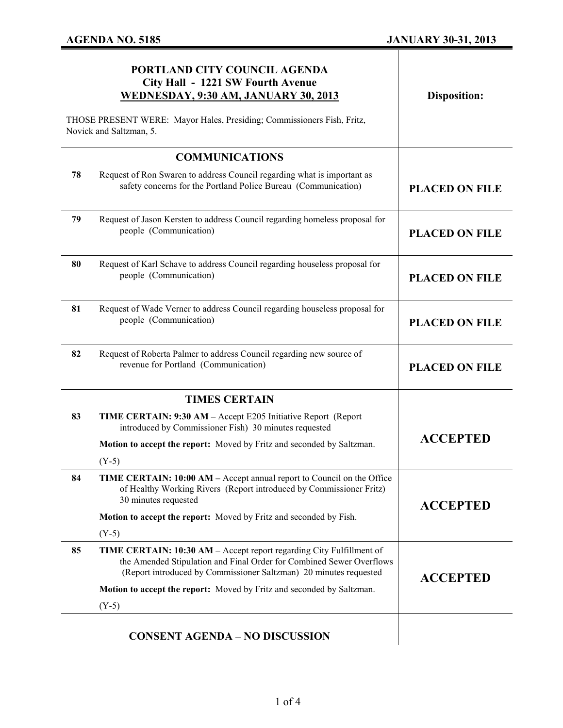**AGENDA NO. 5185** **JANUARY 30-31, 2013**

# PORTLAND CITY COUNCIL AGENDA
## City Hall - 1221 SW Fourth Avenue
## WEDNESDAY, 9:30 AM, JANUARY 30, 2013

THOSE PRESENT WERE: Mayor Hales, Presiding; Commissioners Fish, Fritz, Novick and Saltzman, 5.

| | | Disposition: |
|---|---|---|
| | **COMMUNICATIONS** | |
| **78** | Request of Ron Swaren to address Council regarding what is important as safety concerns for the Portland Police Bureau (Communication) | **PLACED ON FILE** |
| **79** | Request of Jason Kersten to address Council regarding homeless proposal for people (Communication) | **PLACED ON FILE** |
| **80** | Request of Karl Schave to address Council regarding houseless proposal for people (Communication) | **PLACED ON FILE** |
| **81** | Request of Wade Verner to address Council regarding houseless proposal for people (Communication) | **PLACED ON FILE** |
| **82** | Request of Roberta Palmer to address Council regarding new source of revenue for Portland (Communication) | **PLACED ON FILE** |
| | **TIMES CERTAIN** | |
| **83** | **TIME CERTAIN: 9:30 AM –** Accept E205 Initiative Report (Report introduced by Commissioner Fish) 30 minutes requested<br>**Motion to accept the report:** Moved by Fritz and seconded by Saltzman.<br>(Y-5) | **ACCEPTED** |
| **84** | **TIME CERTAIN: 10:00 AM –** Accept annual report to Council on the Office of Healthy Working Rivers (Report introduced by Commissioner Fritz) 30 minutes requested<br>**Motion to accept the report:** Moved by Fritz and seconded by Fish.<br>(Y-5) | **ACCEPTED** |
| **85** | **TIME CERTAIN: 10:30 AM –** Accept report regarding City Fulfillment of the Amended Stipulation and Final Order for Combined Sewer Overflows (Report introduced by Commissioner Saltzman) 20 minutes requested<br>**Motion to accept the report:** Moved by Fritz and seconded by Saltzman.<br>(Y-5) | **ACCEPTED** |
| | **CONSENT AGENDA – NO DISCUSSION** | |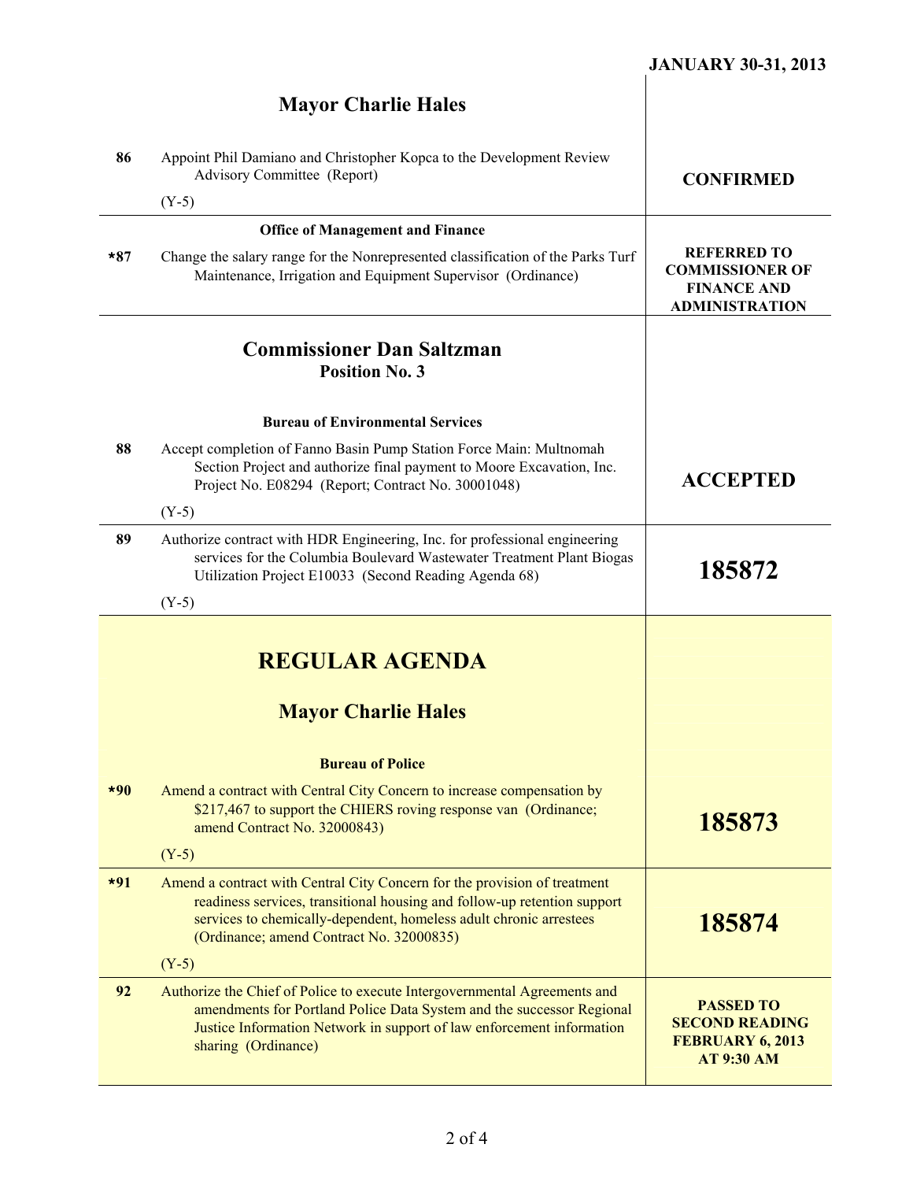JANUARY 30-31, 2013

| | | |
|---|---|---|
| | **Mayor Charlie Hales** | |
| 86 | Appoint Phil Damiano and Christopher Kopca to the Development Review Advisory Committee (Report)<br>(Y-5) | **CONFIRMED** |
| | **Office of Management and Finance** | |
| *87 | Change the salary range for the Nonrepresented classification of the Parks Turf Maintenance, Irrigation and Equipment Supervisor (Ordinance) | **REFERRED TO COMMISSIONER OF FINANCE AND ADMINISTRATION** |
| | **Commissioner Dan Saltzman**<br>**Position No. 3** | |
| | **Bureau of Environmental Services** | |
| 88 | Accept completion of Fanno Basin Pump Station Force Main: Multnomah Section Project and authorize final payment to Moore Excavation, Inc. Project No. E08294 (Report; Contract No. 30001048)<br>(Y-5) | **ACCEPTED** |
| 89 | Authorize contract with HDR Engineering, Inc. for professional engineering services for the Columbia Boulevard Wastewater Treatment Plant Biogas Utilization Project E10033 (Second Reading Agenda 68)<br>(Y-5) | **185872** |
| | **REGULAR AGENDA** | |
| | **Mayor Charlie Hales** | |
| | **Bureau of Police** | |
| *90 | Amend a contract with Central City Concern to increase compensation by $217,467 to support the CHIERS roving response van (Ordinance; amend Contract No. 32000843)<br>(Y-5) | **185873** |
| *91 | Amend a contract with Central City Concern for the provision of treatment readiness services, transitional housing and follow-up retention support services to chemically-dependent, homeless adult chronic arrestees (Ordinance; amend Contract No. 32000835)<br>(Y-5) | **185874** |
| 92 | Authorize the Chief of Police to execute Intergovernmental Agreements and amendments for Portland Police Data System and the successor Regional Justice Information Network in support of law enforcement information sharing (Ordinance) | **PASSED TO SECOND READING FEBRUARY 6, 2013 AT 9:30 AM** |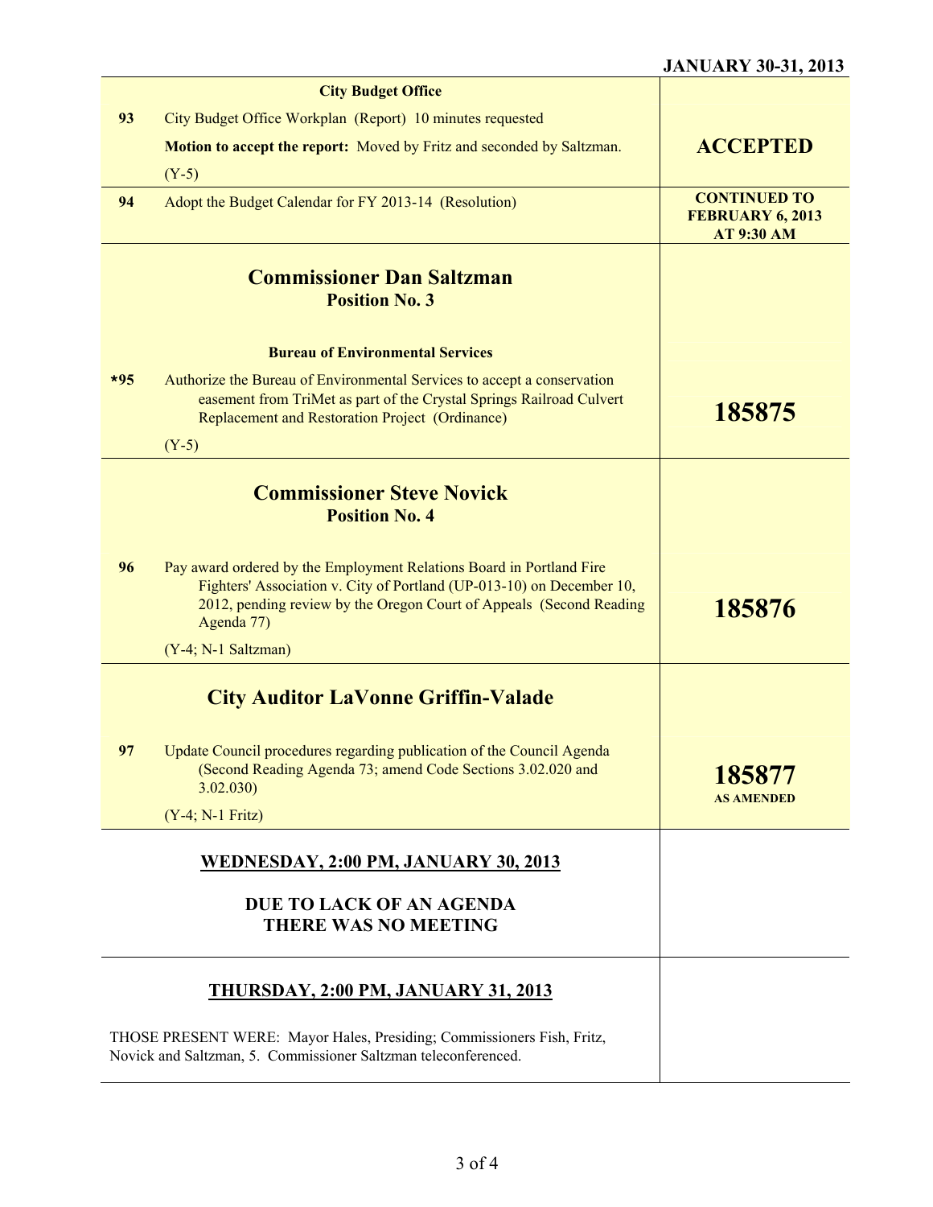| | | |
|---|---|---|
| | **City Budget Office** | |
| 93 | City Budget Office Workplan (Report) 10 minutes requested<br>**Motion to accept the report:** Moved by Fritz and seconded by Saltzman.<br>(Y-5) | **ACCEPTED** |
| 94 | Adopt the Budget Calendar for FY 2013-14 (Resolution) | **CONTINUED TO FEBRUARY 6, 2013 AT 9:30 AM** |
| | **Commissioner Dan Saltzman**<br>**Position No. 3** | |
| | **Bureau of Environmental Services** | |
| *95 | Authorize the Bureau of Environmental Services to accept a conservation easement from TriMet as part of the Crystal Springs Railroad Culvert Replacement and Restoration Project (Ordinance)<br>(Y-5) | **185875** |
| | **Commissioner Steve Novick**<br>**Position No. 4** | |
| 96 | Pay award ordered by the Employment Relations Board in Portland Fire Fighters' Association v. City of Portland (UP-013-10) on December 10, 2012, pending review by the Oregon Court of Appeals (Second Reading Agenda 77)<br>(Y-4; N-1 Saltzman) | **185876** |
| | **City Auditor LaVonne Griffin-Valade** | |
| 97 | Update Council procedures regarding publication of the Council Agenda (Second Reading Agenda 73; amend Code Sections 3.02.020 and 3.02.030)<br>(Y-4; N-1 Fritz) | **185877**<br>**AS AMENDED** |

**WEDNESDAY, 2:00 PM, JANUARY 30, 2013**

**DUE TO LACK OF AN AGENDA**
**THERE WAS NO MEETING**

**THURSDAY, 2:00 PM, JANUARY 31, 2013**

THOSE PRESENT WERE: Mayor Hales, Presiding; Commissioners Fish, Fritz, Novick and Saltzman, 5. Commissioner Saltzman teleconferenced.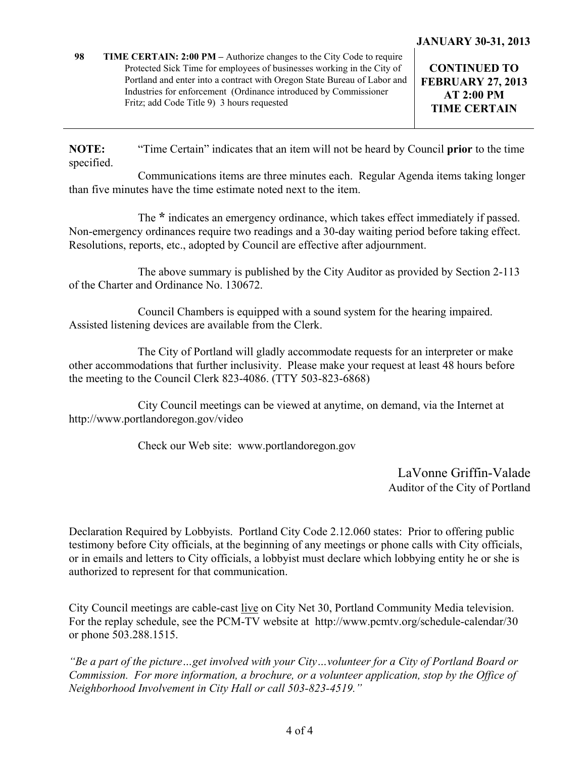**JANUARY 30-31, 2013**

| | | |
|---|---|---|
| 98 | **TIME CERTAIN: 2:00 PM –** Authorize changes to the City Code to require Protected Sick Time for employees of businesses working in the City of Portland and enter into a contract with Oregon State Bureau of Labor and Industries for enforcement (Ordinance introduced by Commissioner Fritz; add Code Title 9) 3 hours requested | **CONTINUED TO FEBRUARY 27, 2013 AT 2:00 PM TIME CERTAIN** |

**NOTE:** "Time Certain" indicates that an item will not be heard by Council **prior** to the time specified.

Communications items are three minutes each. Regular Agenda items taking longer than five minutes have the time estimate noted next to the item.

The **\*** indicates an emergency ordinance, which takes effect immediately if passed. Non-emergency ordinances require two readings and a 30-day waiting period before taking effect. Resolutions, reports, etc., adopted by Council are effective after adjournment.

The above summary is published by the City Auditor as provided by Section 2-113 of the Charter and Ordinance No. 130672.

Council Chambers is equipped with a sound system for the hearing impaired. Assisted listening devices are available from the Clerk.

The City of Portland will gladly accommodate requests for an interpreter or make other accommodations that further inclusivity. Please make your request at least 48 hours before the meeting to the Council Clerk 823-4086. (TTY 503-823-6868)

City Council meetings can be viewed at anytime, on demand, via the Internet at http://www.portlandoregon.gov/video

Check our Web site: www.portlandoregon.gov

LaVonne Griffin-Valade
Auditor of the City of Portland

Declaration Required by Lobbyists. Portland City Code 2.12.060 states: Prior to offering public testimony before City officials, at the beginning of any meetings or phone calls with City officials, or in emails and letters to City officials, a lobbyist must declare which lobbying entity he or she is authorized to represent for that communication.

City Council meetings are cable-cast live on City Net 30, Portland Community Media television. For the replay schedule, see the PCM-TV website at http://www.pcmtv.org/schedule-calendar/30 or phone 503.288.1515.

*"Be a part of the picture…get involved with your City…volunteer for a City of Portland Board or Commission. For more information, a brochure, or a volunteer application, stop by the Office of Neighborhood Involvement in City Hall or call 503-823-4519."*